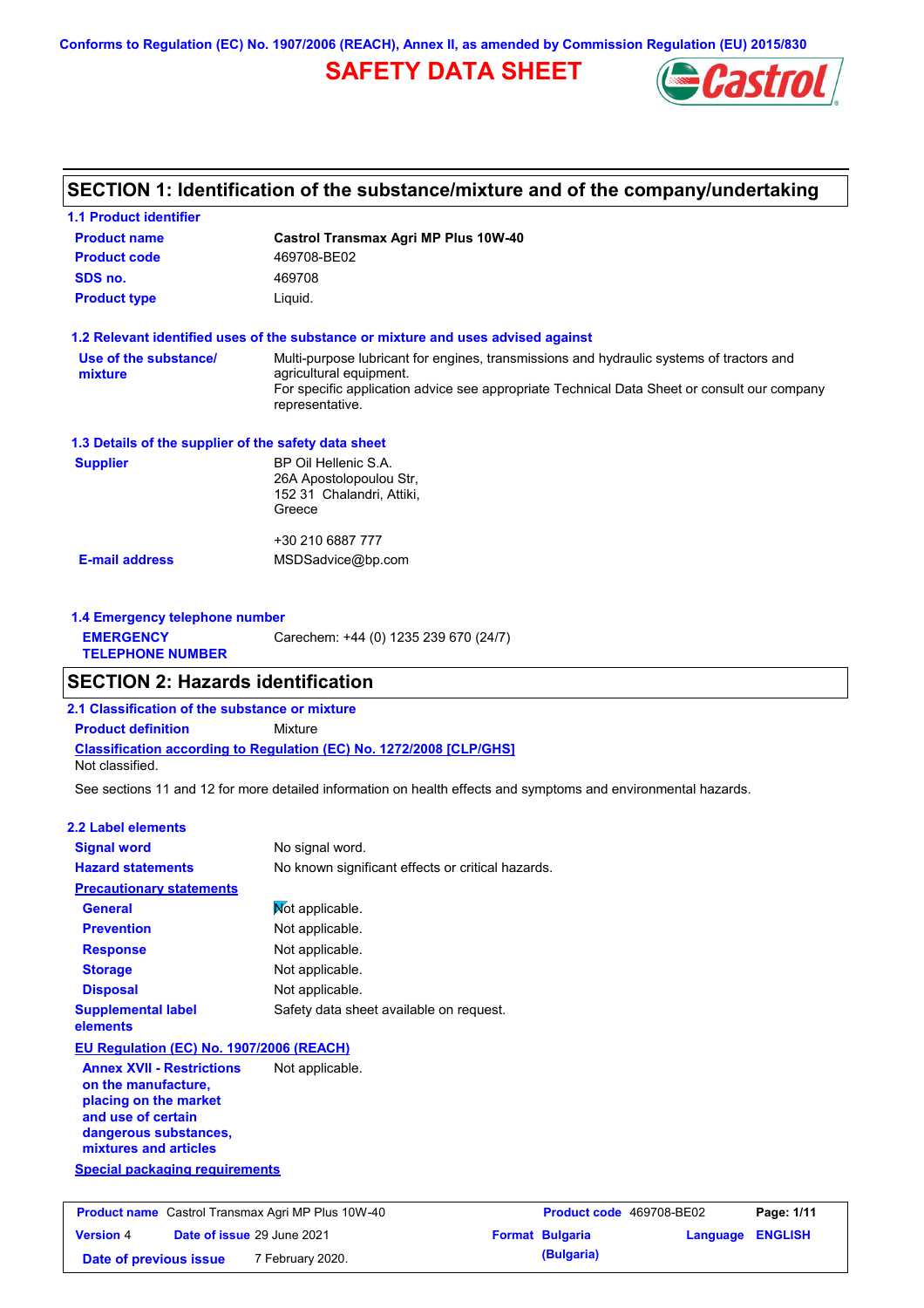Conforms to Regulation (EC) No. 1907/2006 (REACH), Annex II, as amended by Commission Regulation (EU) 2015/830

# SAFETY DATA SHEET

## SECTION 1: Identification of the substance/mixture and of the company/undertaking

### 1.1 Product identifier

| | |
|---|---|
| **Product name** | **Castrol Transmax Agri MP Plus 10W-40** |
| **Product code** | 469708-BE02 |
| **SDS no.** | 469708 |
| **Product type** | Liquid. |

### 1.2 Relevant identified uses of the substance or mixture and uses advised against

| | |
|---|---|
| **Use of the substance/ mixture** | Multi-purpose lubricant for engines, transmissions and hydraulic systems of tractors and agricultural equipment. For specific application advice see appropriate Technical Data Sheet or consult our company representative. |

### 1.3 Details of the supplier of the safety data sheet

| | |
|---|---|
| **Supplier** | BP Oil Hellenic S.A. 26A Apostolopoulou Str, 152 31 Chalandri, Attiki, Greece<br><br>+30 210 6887 777 |
| **E-mail address** | MSDSadvice@bp.com |

### 1.4 Emergency telephone number

| | |
|---|---|
| **EMERGENCY TELEPHONE NUMBER** | Carechem: +44 (0) 1235 239 670 (24/7) |

## SECTION 2: Hazards identification

### 2.1 Classification of the substance or mixture

**Product definition** Mixture

**Classification according to Regulation (EC) No. 1272/2008 [CLP/GHS]**

Not classified.

See sections 11 and 12 for more detailed information on health effects and symptoms and environmental hazards.

### 2.2 Label elements

| | |
|---|---|
| **Signal word** | No signal word. |
| **Hazard statements** | No known significant effects or critical hazards. |
| **Precautionary statements** | |
| **General** | Not applicable. |
| **Prevention** | Not applicable. |
| **Response** | Not applicable. |
| **Storage** | Not applicable. |
| **Disposal** | Not applicable. |
| **Supplemental label elements** | Safety data sheet available on request. |

**EU Regulation (EC) No. 1907/2006 (REACH)**

| | |
|---|---|
| **Annex XVII - Restrictions on the manufacture, placing on the market and use of certain dangerous substances, mixtures and articles** | Not applicable. |

**Special packaging requirements**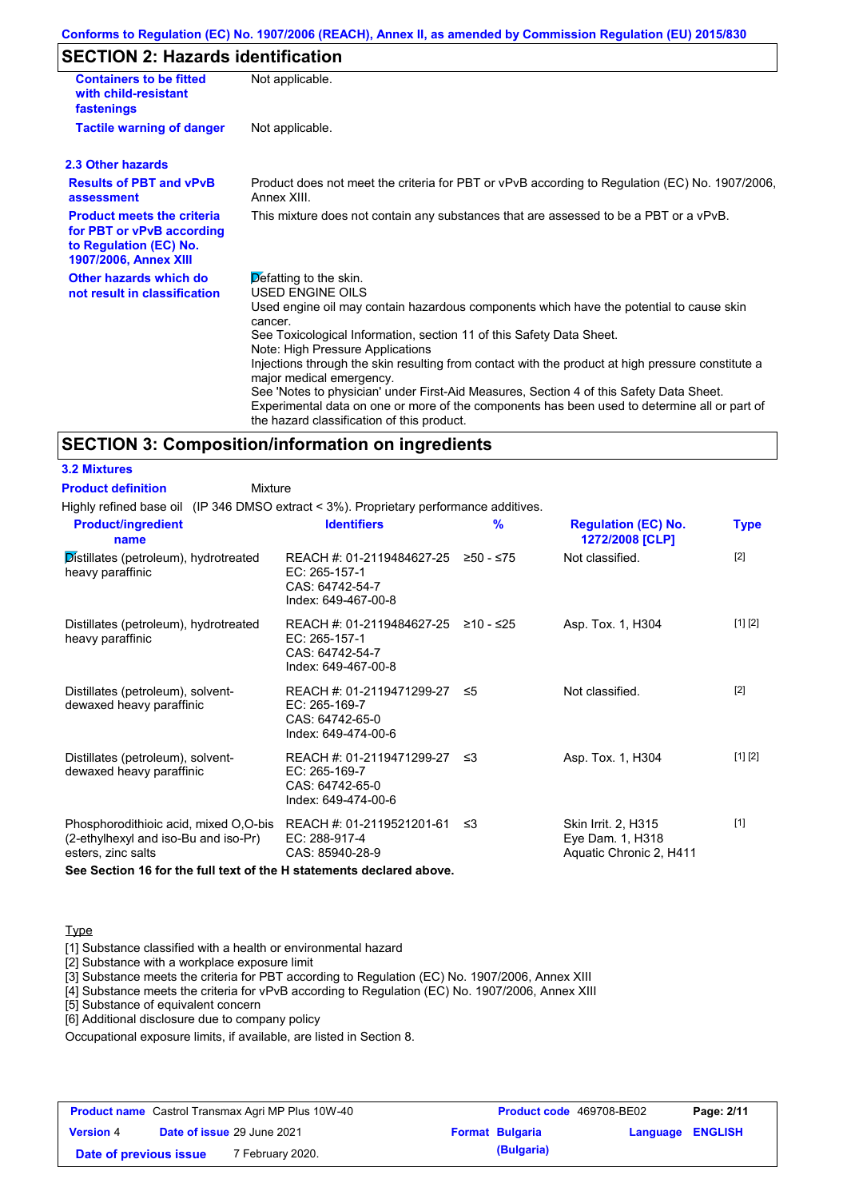## SECTION 2: Hazards identification

| | |
|---|---|
| **Containers to be fitted with child-resistant fastenings** | Not applicable. |
| **Tactile warning of danger** | Not applicable. |

### 2.3 Other hazards

| | |
|---|---|
| **Results of PBT and vPvB assessment** | Product does not meet the criteria for PBT or vPvB according to Regulation (EC) No. 1907/2006, Annex XIII. |
| **Product meets the criteria for PBT or vPvB according to Regulation (EC) No. 1907/2006, Annex XIII** | This mixture does not contain any substances that are assessed to be a PBT or a vPvB. |
| **Other hazards which do not result in classification** | Defatting to the skin.<br>USED ENGINE OILS<br>Used engine oil may contain hazardous components which have the potential to cause skin cancer.<br>See Toxicological Information, section 11 of this Safety Data Sheet.<br>Note: High Pressure Applications<br>Injections through the skin resulting from contact with the product at high pressure constitute a major medical emergency.<br>See 'Notes to physician' under First-Aid Measures, Section 4 of this Safety Data Sheet.<br>Experimental data on one or more of the components has been used to determine all or part of the hazard classification of this product. |

## SECTION 3: Composition/information on ingredients

### 3.2 Mixtures

**Product definition** Mixture

Highly refined base oil (IP 346 DMSO extract < 3%). Proprietary performance additives.

| Product/ingredient name | Identifiers | % | Regulation (EC) No. 1272/2008 [CLP] | Type |
|---|---|---|---|---|
| Distillates (petroleum), hydrotreated heavy paraffinic | REACH #: 01-2119484627-25<br>EC: 265-157-1<br>CAS: 64742-54-7<br>Index: 649-467-00-8 | ≥50 - ≤75 | Not classified. | [2] |
| Distillates (petroleum), hydrotreated heavy paraffinic | REACH #: 01-2119484627-25<br>EC: 265-157-1<br>CAS: 64742-54-7<br>Index: 649-467-00-8 | ≥10 - ≤25 | Asp. Tox. 1, H304 | [1] [2] |
| Distillates (petroleum), solvent-dewaxed heavy paraffinic | REACH #: 01-2119471299-27<br>EC: 265-169-7<br>CAS: 64742-65-0<br>Index: 649-474-00-6 | ≤5 | Not classified. | [2] |
| Distillates (petroleum), solvent-dewaxed heavy paraffinic | REACH #: 01-2119471299-27<br>EC: 265-169-7<br>CAS: 64742-65-0<br>Index: 649-474-00-6 | ≤3 | Asp. Tox. 1, H304 | [1] [2] |
| Phosphorodithioic acid, mixed O,O-bis (2-ethylhexyl and iso-Bu and iso-Pr) esters, zinc salts | REACH #: 01-2119521201-61<br>EC: 288-917-4<br>CAS: 85940-28-9 | ≤3 | Skin Irrit. 2, H315<br>Eye Dam. 1, H318<br>Aquatic Chronic 2, H411 | [1] |

**See Section 16 for the full text of the H statements declared above.**

Type

[1] Substance classified with a health or environmental hazard
[2] Substance with a workplace exposure limit
[3] Substance meets the criteria for PBT according to Regulation (EC) No. 1907/2006, Annex XIII
[4] Substance meets the criteria for vPvB according to Regulation (EC) No. 1907/2006, Annex XIII
[5] Substance of equivalent concern
[6] Additional disclosure due to company policy

Occupational exposure limits, if available, are listed in Section 8.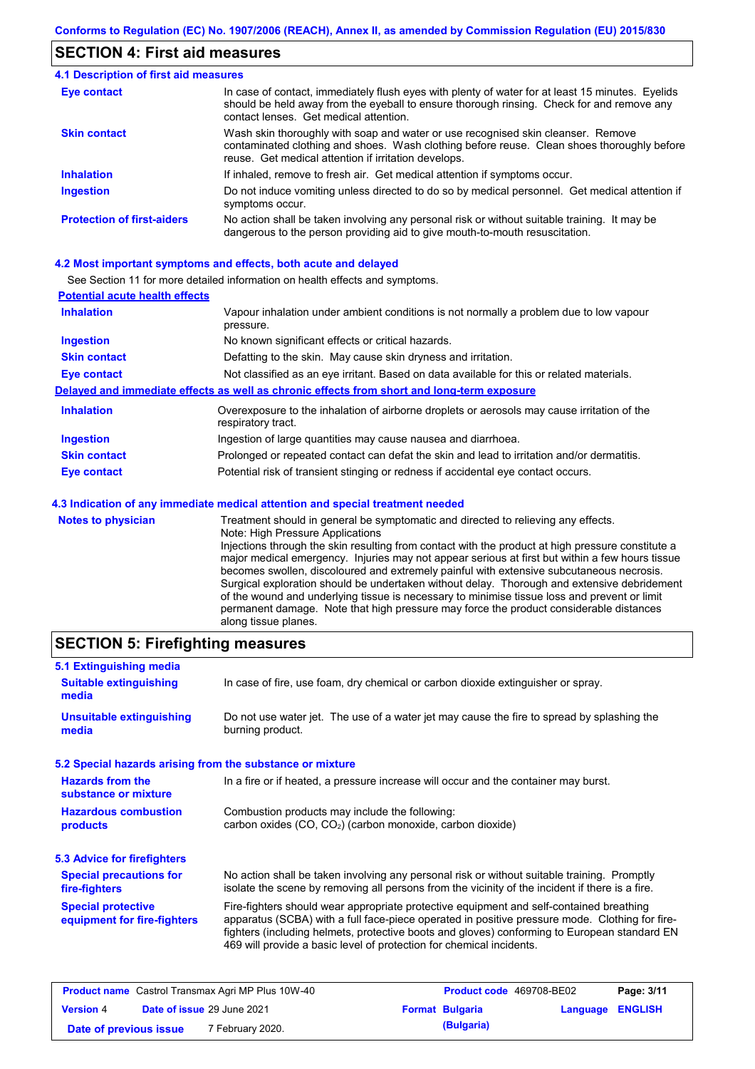## SECTION 4: First aid measures

### 4.1 Description of first aid measures

| | |
|---|---|
| **Eye contact** | In case of contact, immediately flush eyes with plenty of water for at least 15 minutes. Eyelids should be held away from the eyeball to ensure thorough rinsing. Check for and remove any contact lenses. Get medical attention. |
| **Skin contact** | Wash skin thoroughly with soap and water or use recognised skin cleanser. Remove contaminated clothing and shoes. Wash clothing before reuse. Clean shoes thoroughly before reuse. Get medical attention if irritation develops. |
| **Inhalation** | If inhaled, remove to fresh air. Get medical attention if symptoms occur. |
| **Ingestion** | Do not induce vomiting unless directed to do so by medical personnel. Get medical attention if symptoms occur. |
| **Protection of first-aiders** | No action shall be taken involving any personal risk or without suitable training. It may be dangerous to the person providing aid to give mouth-to-mouth resuscitation. |

### 4.2 Most important symptoms and effects, both acute and delayed

See Section 11 for more detailed information on health effects and symptoms.

**Potential acute health effects**

| | |
|---|---|
| **Inhalation** | Vapour inhalation under ambient conditions is not normally a problem due to low vapour pressure. |
| **Ingestion** | No known significant effects or critical hazards. |
| **Skin contact** | Defatting to the skin. May cause skin dryness and irritation. |
| **Eye contact** | Not classified as an eye irritant. Based on data available for this or related materials. |

**Delayed and immediate effects as well as chronic effects from short and long-term exposure**

| | |
|---|---|
| **Inhalation** | Overexposure to the inhalation of airborne droplets or aerosols may cause irritation of the respiratory tract. |
| **Ingestion** | Ingestion of large quantities may cause nausea and diarrhoea. |
| **Skin contact** | Prolonged or repeated contact can defat the skin and lead to irritation and/or dermatitis. |
| **Eye contact** | Potential risk of transient stinging or redness if accidental eye contact occurs. |

### 4.3 Indication of any immediate medical attention and special treatment needed

| | |
|---|---|
| **Notes to physician** | Treatment should in general be symptomatic and directed to relieving any effects. Note: High Pressure Applications Injections through the skin resulting from contact with the product at high pressure constitute a major medical emergency. Injuries may not appear serious at first but within a few hours tissue becomes swollen, discoloured and extremely painful with extensive subcutaneous necrosis. Surgical exploration should be undertaken without delay. Thorough and extensive debridement of the wound and underlying tissue is necessary to minimise tissue loss and prevent or limit permanent damage. Note that high pressure may force the product considerable distances along tissue planes. |

## SECTION 5: Firefighting measures

### 5.1 Extinguishing media

| | |
|---|---|
| **Suitable extinguishing media** | In case of fire, use foam, dry chemical or carbon dioxide extinguisher or spray. |
| **Unsuitable extinguishing media** | Do not use water jet. The use of a water jet may cause the fire to spread by splashing the burning product. |

### 5.2 Special hazards arising from the substance or mixture

| | |
|---|---|
| **Hazards from the substance or mixture** | In a fire or if heated, a pressure increase will occur and the container may burst. |
| **Hazardous combustion products** | Combustion products may include the following: carbon oxides ($CO$, $CO_2$) (carbon monoxide, carbon dioxide) |

### 5.3 Advice for firefighters

| | |
|---|---|
| **Special precautions for fire-fighters** | No action shall be taken involving any personal risk or without suitable training. Promptly isolate the scene by removing all persons from the vicinity of the incident if there is a fire. |
| **Special protective equipment for fire-fighters** | Fire-fighters should wear appropriate protective equipment and self-contained breathing apparatus (SCBA) with a full face-piece operated in positive pressure mode. Clothing for fire-fighters (including helmets, protective boots and gloves) conforming to European standard EN 469 will provide a basic level of protection for chemical incidents. |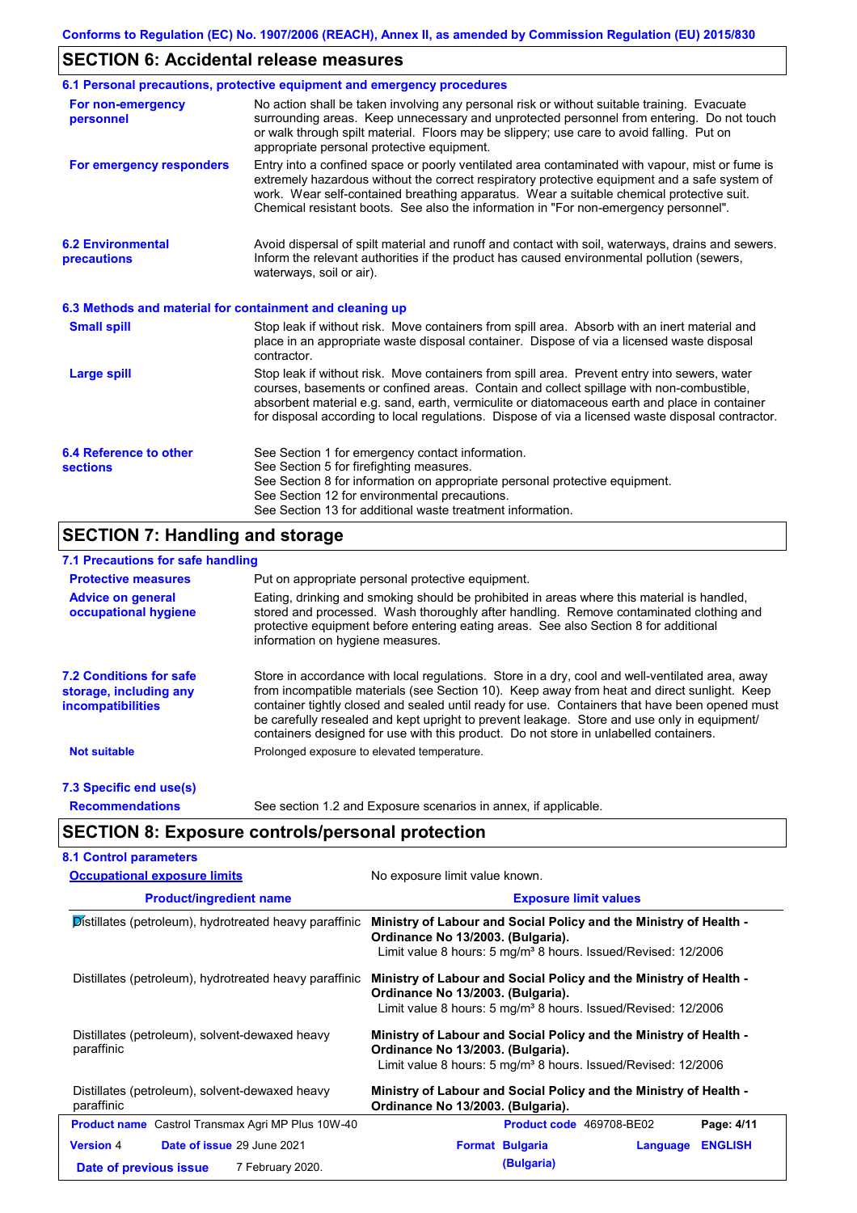## SECTION 6: Accidental release measures

### 6.1 Personal precautions, protective equipment and emergency procedures

**For non-emergency personnel**

No action shall be taken involving any personal risk or without suitable training. Evacuate surrounding areas. Keep unnecessary and unprotected personnel from entering. Do not touch or walk through spilt material. Floors may be slippery; use care to avoid falling. Put on appropriate personal protective equipment.

**For emergency responders**

Entry into a confined space or poorly ventilated area contaminated with vapour, mist or fume is extremely hazardous without the correct respiratory protective equipment and a safe system of work. Wear self-contained breathing apparatus. Wear a suitable chemical protective suit. Chemical resistant boots. See also the information in "For non-emergency personnel".

### 6.2 Environmental precautions

Avoid dispersal of spilt material and runoff and contact with soil, waterways, drains and sewers. Inform the relevant authorities if the product has caused environmental pollution (sewers, waterways, soil or air).

### 6.3 Methods and material for containment and cleaning up

**Small spill**

Stop leak if without risk. Move containers from spill area. Absorb with an inert material and place in an appropriate waste disposal container. Dispose of via a licensed waste disposal contractor.

**Large spill**

Stop leak if without risk. Move containers from spill area. Prevent entry into sewers, water courses, basements or confined areas. Contain and collect spillage with non-combustible, absorbent material e.g. sand, earth, vermiculite or diatomaceous earth and place in container for disposal according to local regulations. Dispose of via a licensed waste disposal contractor.

### 6.4 Reference to other sections

See Section 1 for emergency contact information.
See Section 5 for firefighting measures.
See Section 8 for information on appropriate personal protective equipment.
See Section 12 for environmental precautions.
See Section 13 for additional waste treatment information.

## SECTION 7: Handling and storage

### 7.1 Precautions for safe handling

**Protective measures**

Put on appropriate personal protective equipment.

**Advice on general occupational hygiene**

Eating, drinking and smoking should be prohibited in areas where this material is handled, stored and processed. Wash thoroughly after handling. Remove contaminated clothing and protective equipment before entering eating areas. See also Section 8 for additional information on hygiene measures.

### 7.2 Conditions for safe storage, including any incompatibilities

Store in accordance with local regulations. Store in a dry, cool and well-ventilated area, away from incompatible materials (see Section 10). Keep away from heat and direct sunlight. Keep container tightly closed and sealed until ready for use. Containers that have been opened must be carefully resealed and kept upright to prevent leakage. Store and use only in equipment/ containers designed for use with this product. Do not store in unlabelled containers.

**Not suitable**

Prolonged exposure to elevated temperature.

### 7.3 Specific end use(s)

**Recommendations**

See section 1.2 and Exposure scenarios in annex, if applicable.

## SECTION 8: Exposure controls/personal protection

### 8.1 Control parameters

**Occupational exposure limits**

No exposure limit value known.

| Product/ingredient name | Exposure limit values |
|---|---|
| Distillates (petroleum), hydrotreated heavy paraffinic | **Ministry of Labour and Social Policy and the Ministry of Health - Ordinance No 13/2003. (Bulgaria).** Limit value 8 hours: 5 mg/m³ 8 hours. Issued/Revised: 12/2006 |
| Distillates (petroleum), hydrotreated heavy paraffinic | **Ministry of Labour and Social Policy and the Ministry of Health - Ordinance No 13/2003. (Bulgaria).** Limit value 8 hours: 5 mg/m³ 8 hours. Issued/Revised: 12/2006 |
| Distillates (petroleum), solvent-dewaxed heavy paraffinic | **Ministry of Labour and Social Policy and the Ministry of Health - Ordinance No 13/2003. (Bulgaria).** Limit value 8 hours: 5 mg/m³ 8 hours. Issued/Revised: 12/2006 |
| Distillates (petroleum), solvent-dewaxed heavy paraffinic | **Ministry of Labour and Social Policy and the Ministry of Health - Ordinance No 13/2003. (Bulgaria).** |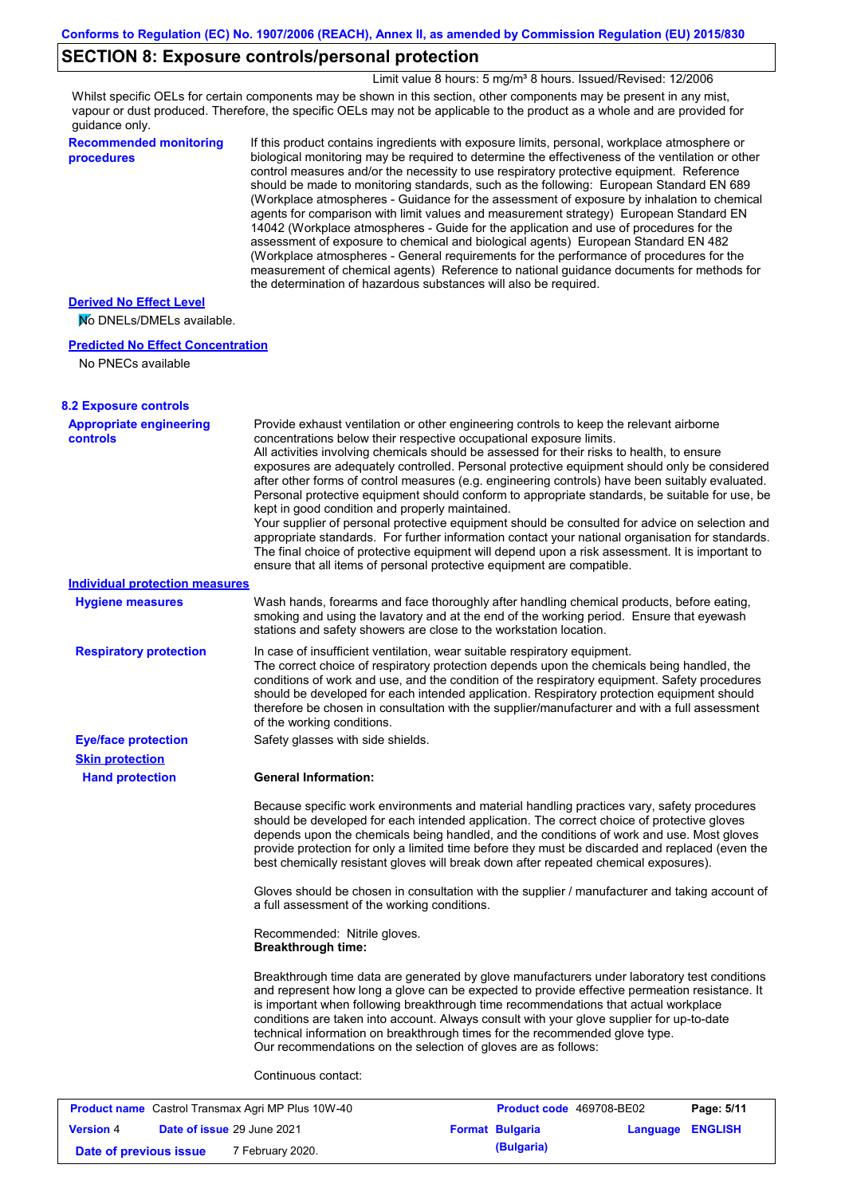## SECTION 8: Exposure controls/personal protection

Limit value 8 hours: 5 mg/m³ 8 hours. Issued/Revised: 12/2006

Whilst specific OELs for certain components may be shown in this section, other components may be present in any mist, vapour or dust produced. Therefore, the specific OELs may not be applicable to the product as a whole and are provided for guidance only.

**Recommended monitoring procedures**

If this product contains ingredients with exposure limits, personal, workplace atmosphere or biological monitoring may be required to determine the effectiveness of the ventilation or other control measures and/or the necessity to use respiratory protective equipment. Reference should be made to monitoring standards, such as the following: European Standard EN 689 (Workplace atmospheres - Guidance for the assessment of exposure by inhalation to chemical agents for comparison with limit values and measurement strategy) European Standard EN 14042 (Workplace atmospheres - Guide for the application and use of procedures for the assessment of exposure to chemical and biological agents) European Standard EN 482 (Workplace atmospheres - General requirements for the performance of procedures for the measurement of chemical agents) Reference to national guidance documents for methods for the determination of hazardous substances will also be required.

**Derived No Effect Level**

No DNELs/DMELs available.

**Predicted No Effect Concentration**

No PNECs available

### 8.2 Exposure controls

**Appropriate engineering controls**

Provide exhaust ventilation or other engineering controls to keep the relevant airborne concentrations below their respective occupational exposure limits.
All activities involving chemicals should be assessed for their risks to health, to ensure exposures are adequately controlled. Personal protective equipment should only be considered after other forms of control measures (e.g. engineering controls) have been suitably evaluated. Personal protective equipment should conform to appropriate standards, be suitable for use, be kept in good condition and properly maintained.
Your supplier of personal protective equipment should be consulted for advice on selection and appropriate standards. For further information contact your national organisation for standards. The final choice of protective equipment will depend upon a risk assessment. It is important to ensure that all items of personal protective equipment are compatible.

**Individual protection measures**

**Hygiene measures**

Wash hands, forearms and face thoroughly after handling chemical products, before eating, smoking and using the lavatory and at the end of the working period. Ensure that eyewash stations and safety showers are close to the workstation location.

**Respiratory protection**

In case of insufficient ventilation, wear suitable respiratory equipment.
The correct choice of respiratory protection depends upon the chemicals being handled, the conditions of work and use, and the condition of the respiratory equipment. Safety procedures should be developed for each intended application. Respiratory protection equipment should therefore be chosen in consultation with the supplier/manufacturer and with a full assessment of the working conditions.

**Eye/face protection**

Safety glasses with side shields.

**Skin protection**

**Hand protection**

**General Information:**

Because specific work environments and material handling practices vary, safety procedures should be developed for each intended application. The correct choice of protective gloves depends upon the chemicals being handled, and the conditions of work and use. Most gloves provide protection for only a limited time before they must be discarded and replaced (even the best chemically resistant gloves will break down after repeated chemical exposures).

Gloves should be chosen in consultation with the supplier / manufacturer and taking account of a full assessment of the working conditions.

Recommended: Nitrile gloves.
**Breakthrough time:**

Breakthrough time data are generated by glove manufacturers under laboratory test conditions and represent how long a glove can be expected to provide effective permeation resistance. It is important when following breakthrough time recommendations that actual workplace conditions are taken into account. Always consult with your glove supplier for up-to-date technical information on breakthrough times for the recommended glove type.
Our recommendations on the selection of gloves are as follows:

Continuous contact: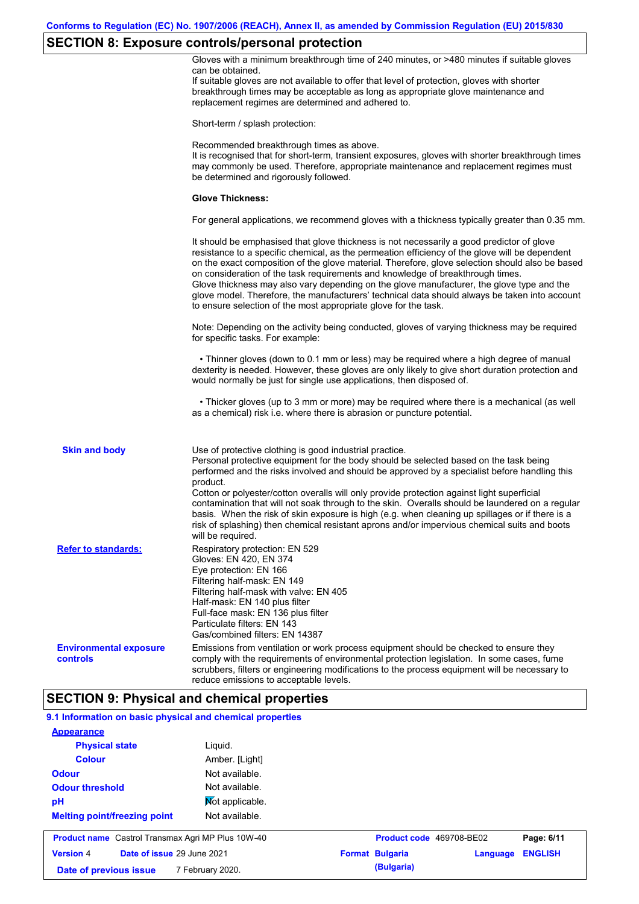## SECTION 8: Exposure controls/personal protection

Gloves with a minimum breakthrough time of 240 minutes, or >480 minutes if suitable gloves can be obtained.
If suitable gloves are not available to offer that level of protection, gloves with shorter breakthrough times may be acceptable as long as appropriate glove maintenance and replacement regimes are determined and adhered to.

Short-term / splash protection:

Recommended breakthrough times as above.
It is recognised that for short-term, transient exposures, gloves with shorter breakthrough times may commonly be used. Therefore, appropriate maintenance and replacement regimes must be determined and rigorously followed.

**Glove Thickness:**

For general applications, we recommend gloves with a thickness typically greater than 0.35 mm.

It should be emphasised that glove thickness is not necessarily a good predictor of glove resistance to a specific chemical, as the permeation efficiency of the glove will be dependent on the exact composition of the glove material. Therefore, glove selection should also be based on consideration of the task requirements and knowledge of breakthrough times.
Glove thickness may also vary depending on the glove manufacturer, the glove type and the glove model. Therefore, the manufacturers' technical data should always be taken into account to ensure selection of the most appropriate glove for the task.

Note: Depending on the activity being conducted, gloves of varying thickness may be required for specific tasks. For example:

- Thinner gloves (down to 0.1 mm or less) may be required where a high degree of manual dexterity is needed. However, these gloves are only likely to give short duration protection and would normally be just for single use applications, then disposed of.

- Thicker gloves (up to 3 mm or more) may be required where there is a mechanical (as well as a chemical) risk i.e. where there is abrasion or puncture potential.

**Skin and body**

Use of protective clothing is good industrial practice.
Personal protective equipment for the body should be selected based on the task being performed and the risks involved and should be approved by a specialist before handling this product.
Cotton or polyester/cotton overalls will only provide protection against light superficial contamination that will not soak through to the skin. Overalls should be laundered on a regular basis. When the risk of skin exposure is high (e.g. when cleaning up spillages or if there is a risk of splashing) then chemical resistant aprons and/or impervious chemical suits and boots will be required.

**Refer to standards:**

Respiratory protection: EN 529
Gloves: EN 420, EN 374
Eye protection: EN 166
Filtering half-mask: EN 149
Filtering half-mask with valve: EN 405
Half-mask: EN 140 plus filter
Full-face mask: EN 136 plus filter
Particulate filters: EN 143
Gas/combined filters: EN 14387

**Environmental exposure controls**

Emissions from ventilation or work process equipment should be checked to ensure they comply with the requirements of environmental protection legislation. In some cases, fume scrubbers, filters or engineering modifications to the process equipment will be necessary to reduce emissions to acceptable levels.

## SECTION 9: Physical and chemical properties

### 9.1 Information on basic physical and chemical properties

**Appearance**

| | |
|---|---|
| **Physical state** | Liquid. |
| **Colour** | Amber. [Light] |
| **Odour** | Not available. |
| **Odour threshold** | Not available. |
| **pH** | Not applicable. |
| **Melting point/freezing point** | Not available. |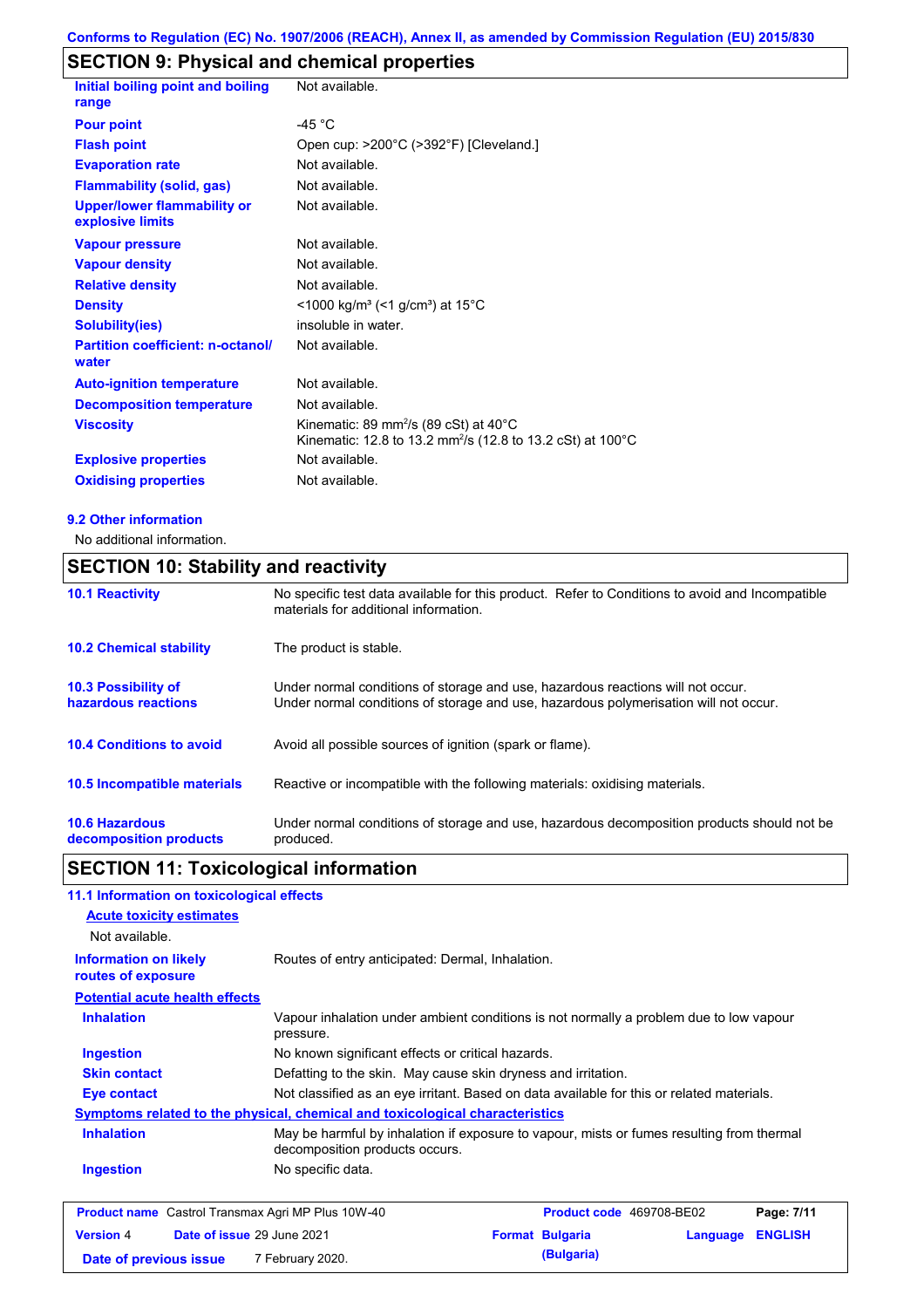## SECTION 9: Physical and chemical properties

| | |
|---|---|
| **Initial boiling point and boiling range** | Not available. |
| **Pour point** | -45 °C |
| **Flash point** | Open cup: >200°C (>392°F) [Cleveland.] |
| **Evaporation rate** | Not available. |
| **Flammability (solid, gas)** | Not available. |
| **Upper/lower flammability or explosive limits** | Not available. |
| **Vapour pressure** | Not available. |
| **Vapour density** | Not available. |
| **Relative density** | Not available. |
| **Density** | <1000 kg/m³ (<1 g/cm³) at 15°C |
| **Solubility(ies)** | insoluble in water. |
| **Partition coefficient: n-octanol/ water** | Not available. |
| **Auto-ignition temperature** | Not available. |
| **Decomposition temperature** | Not available. |
| **Viscosity** | Kinematic: 89 mm²/s (89 cSt) at 40°C<br>Kinematic: 12.8 to 13.2 mm²/s (12.8 to 13.2 cSt) at 100°C |
| **Explosive properties** | Not available. |
| **Oxidising properties** | Not available. |

### 9.2 Other information

No additional information.

## SECTION 10: Stability and reactivity

| | |
|---|---|
| **10.1 Reactivity** | No specific test data available for this product. Refer to Conditions to avoid and Incompatible materials for additional information. |
| **10.2 Chemical stability** | The product is stable. |
| **10.3 Possibility of hazardous reactions** | Under normal conditions of storage and use, hazardous reactions will not occur.<br>Under normal conditions of storage and use, hazardous polymerisation will not occur. |
| **10.4 Conditions to avoid** | Avoid all possible sources of ignition (spark or flame). |
| **10.5 Incompatible materials** | Reactive or incompatible with the following materials: oxidising materials. |
| **10.6 Hazardous decomposition products** | Under normal conditions of storage and use, hazardous decomposition products should not be produced. |

## SECTION 11: Toxicological information

### 11.1 Information on toxicological effects

**Acute toxicity estimates**

Not available.

| | |
|---|---|
| **Information on likely routes of exposure** | Routes of entry anticipated: Dermal, Inhalation. |

**Potential acute health effects**

| | |
|---|---|
| **Inhalation** | Vapour inhalation under ambient conditions is not normally a problem due to low vapour pressure. |
| **Ingestion** | No known significant effects or critical hazards. |
| **Skin contact** | Defatting to the skin. May cause skin dryness and irritation. |
| **Eye contact** | Not classified as an eye irritant. Based on data available for this or related materials. |

**Symptoms related to the physical, chemical and toxicological characteristics**

| | |
|---|---|
| **Inhalation** | May be harmful by inhalation if exposure to vapour, mists or fumes resulting from thermal decomposition products occurs. |
| **Ingestion** | No specific data. |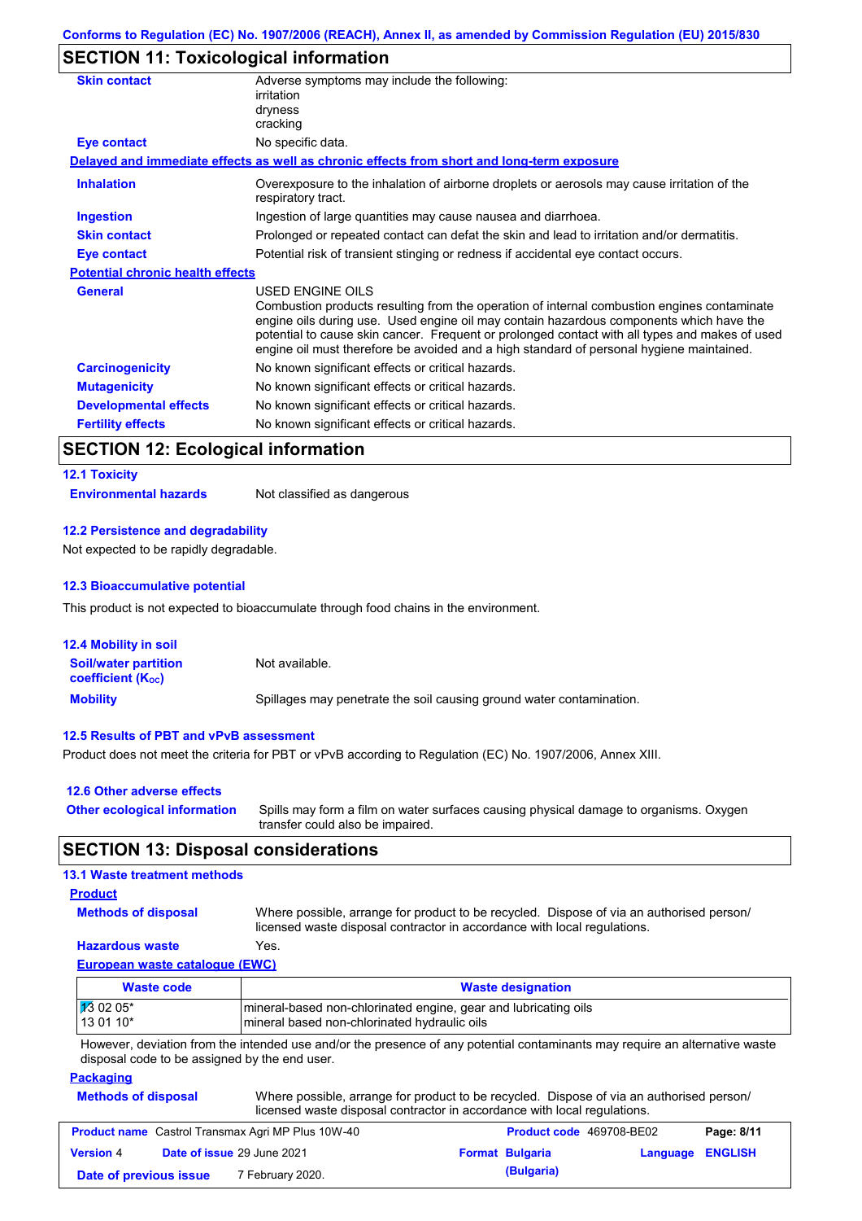## SECTION 11: Toxicological information

| | |
|---|---|
| **Skin contact** | Adverse symptoms may include the following:<br>irritation<br>dryness<br>cracking |
| **Eye contact** | No specific data. |

**Delayed and immediate effects as well as chronic effects from short and long-term exposure**

| | |
|---|---|
| **Inhalation** | Overexposure to the inhalation of airborne droplets or aerosols may cause irritation of the respiratory tract. |
| **Ingestion** | Ingestion of large quantities may cause nausea and diarrhoea. |
| **Skin contact** | Prolonged or repeated contact can defat the skin and lead to irritation and/or dermatitis. |
| **Eye contact** | Potential risk of transient stinging or redness if accidental eye contact occurs. |

**Potential chronic health effects**

| | |
|---|---|
| **General** | USED ENGINE OILS<br>Combustion products resulting from the operation of internal combustion engines contaminate engine oils during use. Used engine oil may contain hazardous components which have the potential to cause skin cancer. Frequent or prolonged contact with all types and makes of used engine oil must therefore be avoided and a high standard of personal hygiene maintained. |
| **Carcinogenicity** | No known significant effects or critical hazards. |
| **Mutagenicity** | No known significant effects or critical hazards. |
| **Developmental effects** | No known significant effects or critical hazards. |
| **Fertility effects** | No known significant effects or critical hazards. |

## SECTION 12: Ecological information

### 12.1 Toxicity

**Environmental hazards**: Not classified as dangerous

### 12.2 Persistence and degradability

Not expected to be rapidly degradable.

### 12.3 Bioaccumulative potential

This product is not expected to bioaccumulate through food chains in the environment.

### 12.4 Mobility in soil

| | |
|---|---|
| **Soil/water partition coefficient ($K_{OC}$)** | Not available. |
| **Mobility** | Spillages may penetrate the soil causing ground water contamination. |

### 12.5 Results of PBT and vPvB assessment

Product does not meet the criteria for PBT or vPvB according to Regulation (EC) No. 1907/2006, Annex XIII.

### 12.6 Other adverse effects

**Other ecological information**: Spills may form a film on water surfaces causing physical damage to organisms. Oxygen transfer could also be impaired.

## SECTION 13: Disposal considerations

### 13.1 Waste treatment methods

**Product**

| | |
|---|---|
| **Methods of disposal** | Where possible, arrange for product to be recycled. Dispose of via an authorised person/ licensed waste disposal contractor in accordance with local regulations. |
| **Hazardous waste** | Yes. |

**European waste catalogue (EWC)**

| Waste code | Waste designation |
|---|---|
| 13 02 05*<br>13 01 10* | mineral-based non-chlorinated engine, gear and lubricating oils<br>mineral based non-chlorinated hydraulic oils |

However, deviation from the intended use and/or the presence of any potential contaminants may require an alternative waste disposal code to be assigned by the end user.

**Packaging**

**Methods of disposal**: Where possible, arrange for product to be recycled. Dispose of via an authorised person/ licensed waste disposal contractor in accordance with local regulations.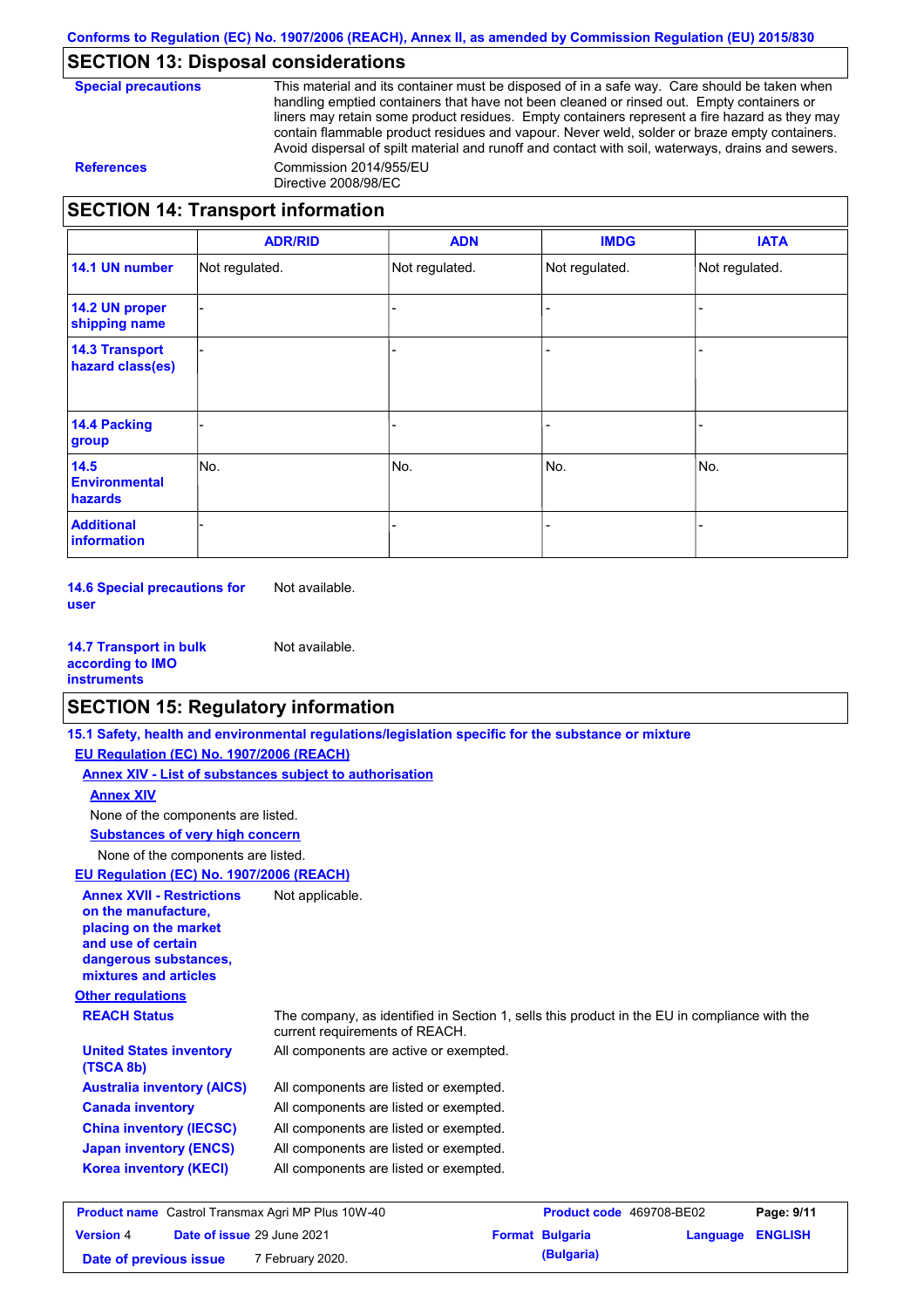## SECTION 13: Disposal considerations

**Special precautions**

This material and its container must be disposed of in a safe way. Care should be taken when handling emptied containers that have not been cleaned or rinsed out. Empty containers or liners may retain some product residues. Empty containers represent a fire hazard as they may contain flammable product residues and vapour. Never weld, solder or braze empty containers. Avoid dispersal of spilt material and runoff and contact with soil, waterways, drains and sewers.

**References**

Commission 2014/955/EU
Directive 2008/98/EC

## SECTION 14: Transport information

| | ADR/RID | ADN | IMDG | IATA |
|---|---|---|---|---|
| **14.1 UN number** | Not regulated. | Not regulated. | Not regulated. | Not regulated. |
| **14.2 UN proper shipping name** | - | - | - | - |
| **14.3 Transport hazard class(es)** | - | - | - | - |
| **14.4 Packing group** | - | - | - | - |
| **14.5 Environmental hazards** | No. | No. | No. | No. |
| **Additional information** | - | - | - | - |

**14.6 Special precautions for user** Not available.

**14.7 Transport in bulk according to IMO instruments** Not available.

## SECTION 15: Regulatory information

**15.1 Safety, health and environmental regulations/legislation specific for the substance or mixture**

**EU Regulation (EC) No. 1907/2006 (REACH)**

**Annex XIV - List of substances subject to authorisation**

**Annex XIV**

None of the components are listed.

**Substances of very high concern**

None of the components are listed.

**EU Regulation (EC) No. 1907/2006 (REACH)**

**Annex XVII - Restrictions on the manufacture, placing on the market and use of certain dangerous substances, mixtures and articles** Not applicable.

**Other regulations**

**REACH Status** The company, as identified in Section 1, sells this product in the EU in compliance with the current requirements of REACH.

**United States inventory (TSCA 8b)** All components are active or exempted.

**Australia inventory (AICS)** All components are listed or exempted.

**Canada inventory** All components are listed or exempted.

**China inventory (IECSC)** All components are listed or exempted.

**Japan inventory (ENCS)** All components are listed or exempted.

**Korea inventory (KECI)** All components are listed or exempted.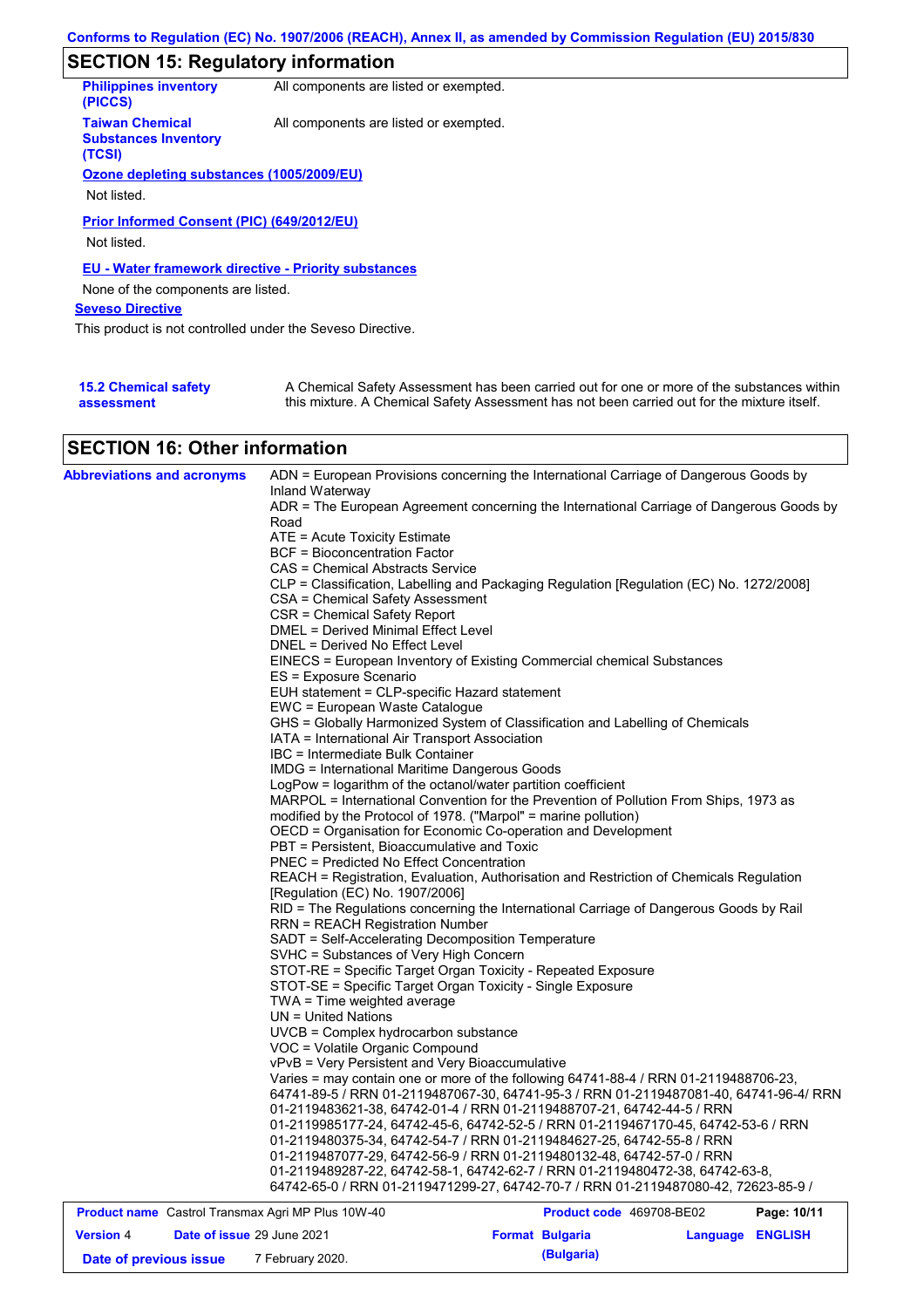## SECTION 15: Regulatory information

**Philippines inventory (PICCS)** All components are listed or exempted.

**Taiwan Chemical Substances Inventory (TCSI)** All components are listed or exempted.

**Ozone depleting substances (1005/2009/EU)**

Not listed.

**Prior Informed Consent (PIC) (649/2012/EU)**

Not listed.

**EU - Water framework directive - Priority substances**

None of the components are listed.

**Seveso Directive**

This product is not controlled under the Seveso Directive.

**15.2 Chemical safety assessment** A Chemical Safety Assessment has been carried out for one or more of the substances within this mixture. A Chemical Safety Assessment has not been carried out for the mixture itself.

## SECTION 16: Other information

**Abbreviations and acronyms**

ADN = European Provisions concerning the International Carriage of Dangerous Goods by Inland Waterway
ADR = The European Agreement concerning the International Carriage of Dangerous Goods by Road
ATE = Acute Toxicity Estimate
BCF = Bioconcentration Factor
CAS = Chemical Abstracts Service
CLP = Classification, Labelling and Packaging Regulation [Regulation (EC) No. 1272/2008]
CSA = Chemical Safety Assessment
CSR = Chemical Safety Report
DMEL = Derived Minimal Effect Level
DNEL = Derived No Effect Level
EINECS = European Inventory of Existing Commercial chemical Substances
ES = Exposure Scenario
EUH statement = CLP-specific Hazard statement
EWC = European Waste Catalogue
GHS = Globally Harmonized System of Classification and Labelling of Chemicals
IATA = International Air Transport Association
IBC = Intermediate Bulk Container
IMDG = International Maritime Dangerous Goods
LogPow = logarithm of the octanol/water partition coefficient
MARPOL = International Convention for the Prevention of Pollution From Ships, 1973 as modified by the Protocol of 1978. ("Marpol" = marine pollution)
OECD = Organisation for Economic Co-operation and Development
PBT = Persistent, Bioaccumulative and Toxic
PNEC = Predicted No Effect Concentration
REACH = Registration, Evaluation, Authorisation and Restriction of Chemicals Regulation [Regulation (EC) No. 1907/2006]
RID = The Regulations concerning the International Carriage of Dangerous Goods by Rail
RRN = REACH Registration Number
SADT = Self-Accelerating Decomposition Temperature
SVHC = Substances of Very High Concern
STOT-RE = Specific Target Organ Toxicity - Repeated Exposure
STOT-SE = Specific Target Organ Toxicity - Single Exposure
TWA = Time weighted average
UN = United Nations
UVCB = Complex hydrocarbon substance
VOC = Volatile Organic Compound
vPvB = Very Persistent and Very Bioaccumulative
Varies = may contain one or more of the following 64741-88-4 / RRN 01-2119488706-23, 64741-89-5 / RRN 01-2119487067-30, 64741-95-3 / RRN 01-2119487081-40, 64741-96-4/ RRN 01-2119483621-38, 64742-01-4 / RRN 01-2119488707-21, 64742-44-5 / RRN 01-2119985177-24, 64742-45-6, 64742-52-5 / RRN 01-2119467170-45, 64742-53-6 / RRN 01-2119480375-34, 64742-54-7 / RRN 01-2119484627-25, 64742-55-8 / RRN 01-2119487077-29, 64742-56-9 / RRN 01-2119480132-48, 64742-57-0 / RRN 01-2119489287-22, 64742-58-1, 64742-62-7 / RRN 01-2119480472-38, 64742-63-8, 64742-65-0 / RRN 01-2119471299-27, 64742-70-7 / RRN 01-2119487080-42, 72623-85-9 /

| **Product name** Castrol Transmax Agri MP Plus 10W-40 | | **Product code** 469708-BE02 | **Page: 10/11** |
|---|---|---|---|
| **Version** 4 | **Date of issue** 29 June 2021 | **Format Bulgaria (Bulgaria)** | **Language ENGLISH** |
| **Date of previous issue** | 7 February 2020. | | |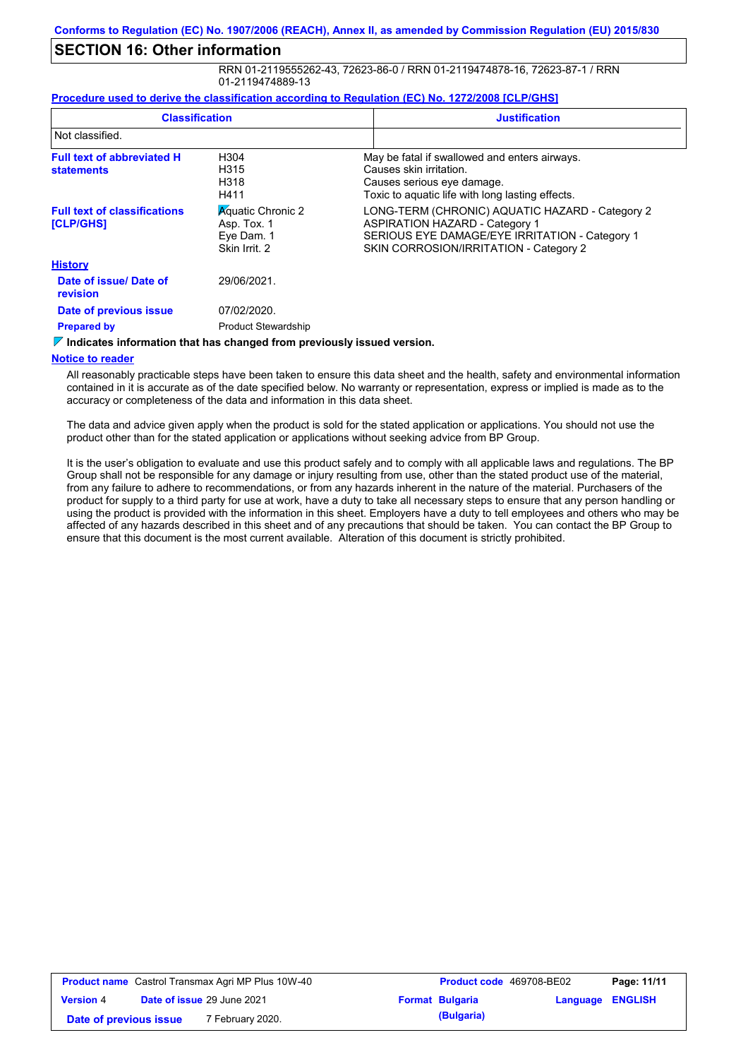Conforms to Regulation (EC) No. 1907/2006 (REACH), Annex II, as amended by Commission Regulation (EU) 2015/830

## SECTION 16: Other information

RRN 01-2119555262-43, 72623-86-0 / RRN 01-2119474878-16, 72623-87-1 / RRN 01-2119474889-13

**Procedure used to derive the classification according to Regulation (EC) No. 1272/2008 [CLP/GHS]**

| Classification | Justification |
|---|---|
| Not classified. | |

| | | |
|---|---|---|
| **Full text of abbreviated H statements** | H304<br>H315<br>H318<br>H411 | May be fatal if swallowed and enters airways.<br>Causes skin irritation.<br>Causes serious eye damage.<br>Toxic to aquatic life with long lasting effects. |
| **Full text of classifications [CLP/GHS]** | Aquatic Chronic 2<br>Asp. Tox. 1<br>Eye Dam. 1<br>Skin Irrit. 2 | LONG-TERM (CHRONIC) AQUATIC HAZARD - Category 2<br>ASPIRATION HAZARD - Category 1<br>SERIOUS EYE DAMAGE/EYE IRRITATION - Category 1<br>SKIN CORROSION/IRRITATION - Category 2 |

**History**

| | |
|---|---|
| **Date of issue/ Date of revision** | 29/06/2021. |
| **Date of previous issue** | 07/02/2020. |
| **Prepared by** | Product Stewardship |

**Indicates information that has changed from previously issued version.**

**Notice to reader**

All reasonably practicable steps have been taken to ensure this data sheet and the health, safety and environmental information contained in it is accurate as of the date specified below. No warranty or representation, express or implied is made as to the accuracy or completeness of the data and information in this data sheet.

The data and advice given apply when the product is sold for the stated application or applications. You should not use the product other than for the stated application or applications without seeking advice from BP Group.

It is the user's obligation to evaluate and use this product safely and to comply with all applicable laws and regulations. The BP Group shall not be responsible for any damage or injury resulting from use, other than the stated product use of the material, from any failure to adhere to recommendations, or from any hazards inherent in the nature of the material. Purchasers of the product for supply to a third party for use at work, have a duty to take all necessary steps to ensure that any person handling or using the product is provided with the information in this sheet. Employers have a duty to tell employees and others who may be affected of any hazards described in this sheet and of any precautions that should be taken. You can contact the BP Group to ensure that this document is the most current available. Alteration of this document is strictly prohibited.

| | | | |
|---|---|---|---|
| **Product name** Castrol Transmax Agri MP Plus 10W-40 | | **Product code** 469708-BE02 | |
| **Version** 4 | **Date of issue** 29 June 2021 | **Format Bulgaria (Bulgaria)** | **Language ENGLISH** |
| **Date of previous issue** | 7 February 2020. | | |